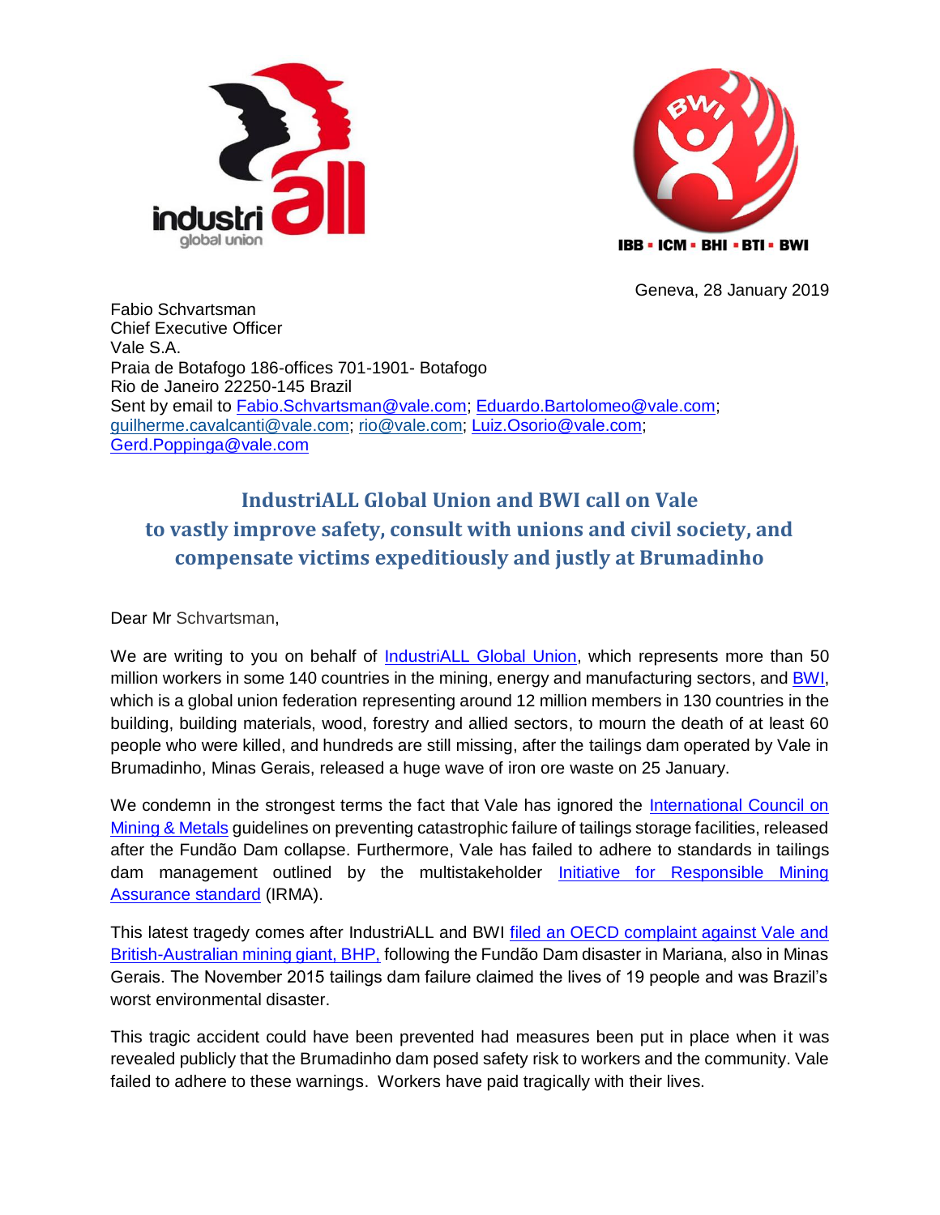Geneva, 28 January 2019

Fabio Schvartsman
Chief Executive Officer
Vale S.A.
Praia de Botafogo 186-offices 701-1901- Botafogo
Rio de Janeiro 22250-145 Brazil
Sent by email to Fabio.Schvartsman@vale.com; Eduardo.Bartolomeo@vale.com; guilherme.cavalcanti@vale.com; rio@vale.com; Luiz.Osorio@vale.com; Gerd.Poppinga@vale.com

## IndustriALL Global Union and BWI call on Vale to vastly improve safety, consult with unions and civil society, and compensate victims expeditiously and justly at Brumadinho

Dear Mr Schvartsman,

We are writing to you on behalf of IndustriALL Global Union, which represents more than 50 million workers in some 140 countries in the mining, energy and manufacturing sectors, and BWI, which is a global union federation representing around 12 million members in 130 countries in the building, building materials, wood, forestry and allied sectors, to mourn the death of at least 60 people who were killed, and hundreds are still missing, after the tailings dam operated by Vale in Brumadinho, Minas Gerais, released a huge wave of iron ore waste on 25 January.

We condemn in the strongest terms the fact that Vale has ignored the International Council on Mining & Metals guidelines on preventing catastrophic failure of tailings storage facilities, released after the Fundão Dam collapse. Furthermore, Vale has failed to adhere to standards in tailings dam management outlined by the multistakeholder Initiative for Responsible Mining Assurance standard (IRMA).

This latest tragedy comes after IndustriALL and BWI filed an OECD complaint against Vale and British-Australian mining giant, BHP, following the Fundão Dam disaster in Mariana, also in Minas Gerais. The November 2015 tailings dam failure claimed the lives of 19 people and was Brazil's worst environmental disaster.

This tragic accident could have been prevented had measures been put in place when it was revealed publicly that the Brumadinho dam posed safety risk to workers and the community. Vale failed to adhere to these warnings. Workers have paid tragically with their lives.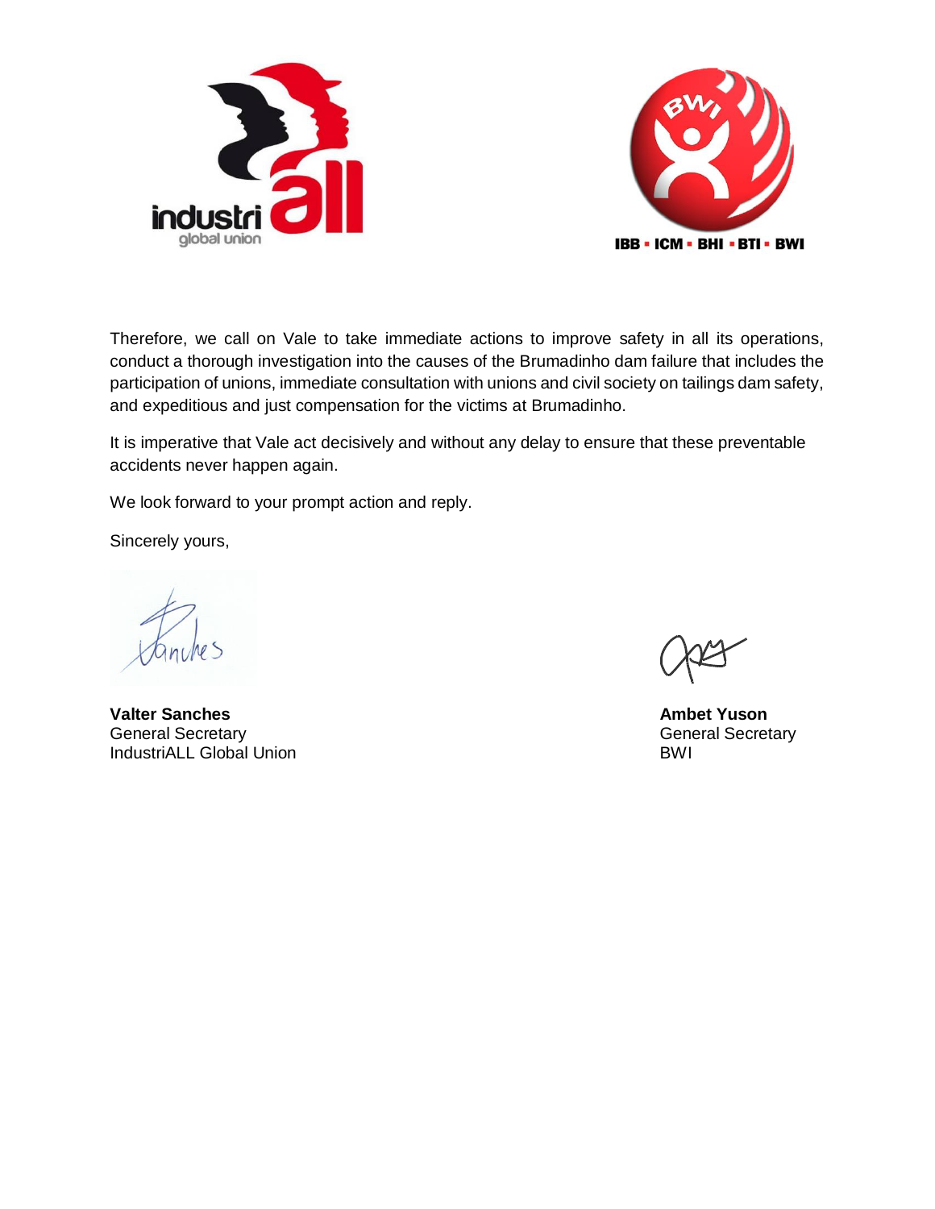Therefore, we call on Vale to take immediate actions to improve safety in all its operations, conduct a thorough investigation into the causes of the Brumadinho dam failure that includes the participation of unions, immediate consultation with unions and civil society on tailings dam safety, and expeditious and just compensation for the victims at Brumadinho.

It is imperative that Vale act decisively and without any delay to ensure that these preventable accidents never happen again.

We look forward to your prompt action and reply.

Sincerely yours,

**Valter Sanches**
General Secretary
IndustriALL Global Union

**Ambet Yuson**
General Secretary
BWI